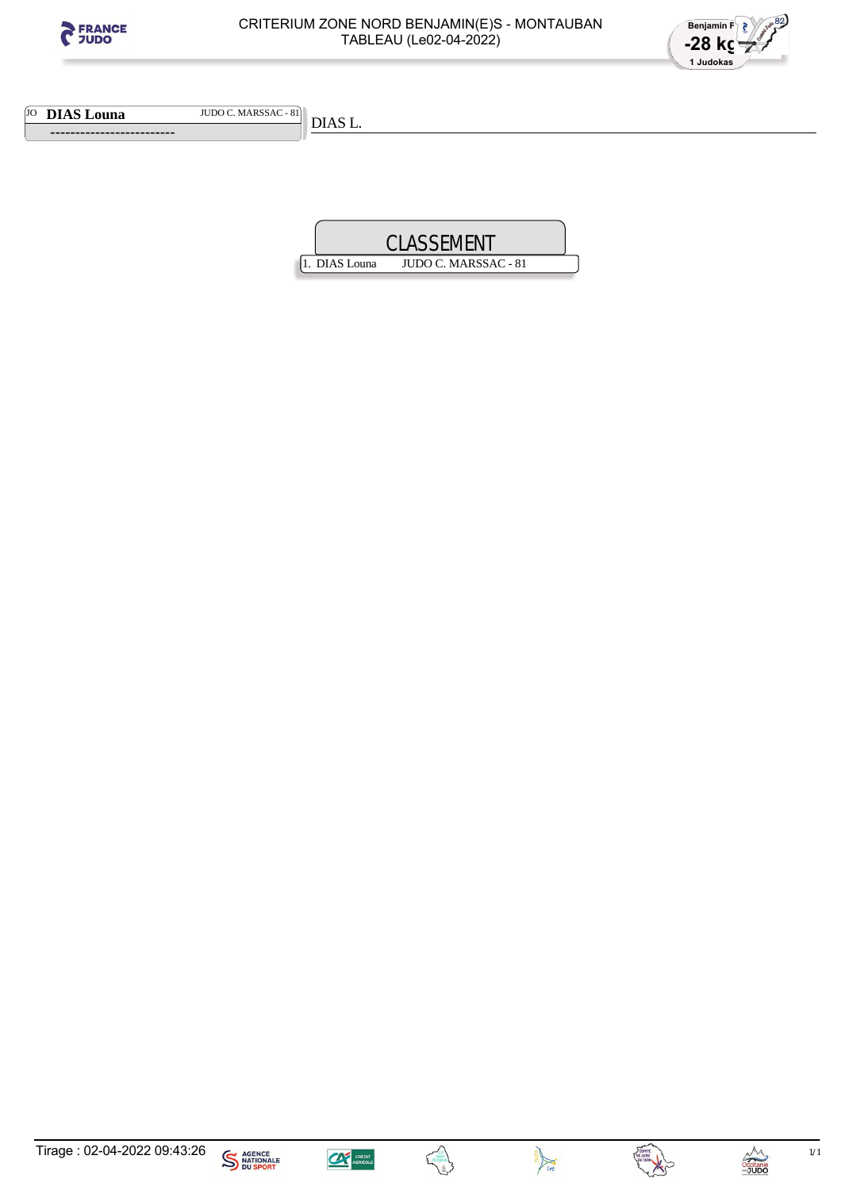# CRITERIUM ZONE NORD BENJAMIN(E)S - MONTAUBAN
## TABLEAU (Le02-04-2022)

Benjamin F
**-28 kg**
1 Judokas

JO **DIAS Louna** JUDO C. MARSSAC - 81

-------------------------

DIAS L.

## CLASSEMENT

| | | |
|---|---|---|
| 1. | DIAS Louna | JUDO C. MARSSAC - 81 |

Tirage : 02-04-2022 09:43:26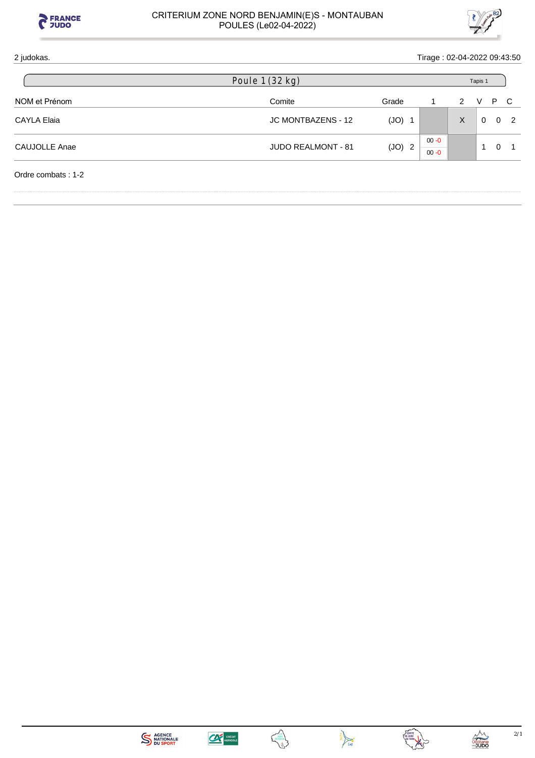# CRITERIUM ZONE NORD BENJAMIN(E)S - MONTAUBAN

POULES (Le02-04-2022)

2 judokas. Tirage : 02-04-2022 09:43:50

## Poule 1 (32 kg)

Tapis 1

| NOM et Prénom | Comite | Grade | | 1 | 2 | V | P | C |
|---|---|---|---|---|---|---|---|---|
| CAYLA Elaia | JC MONTBAZENS - 12 | (JO) | 1 | | X | 0 | 0 | 2 |
| CAUJOLLE Anae | JUDO REALMONT - 81 | (JO) | 2 | 00 -0 / 00 -0 | | 1 | 0 | 1 |

Ordre combats : 1-2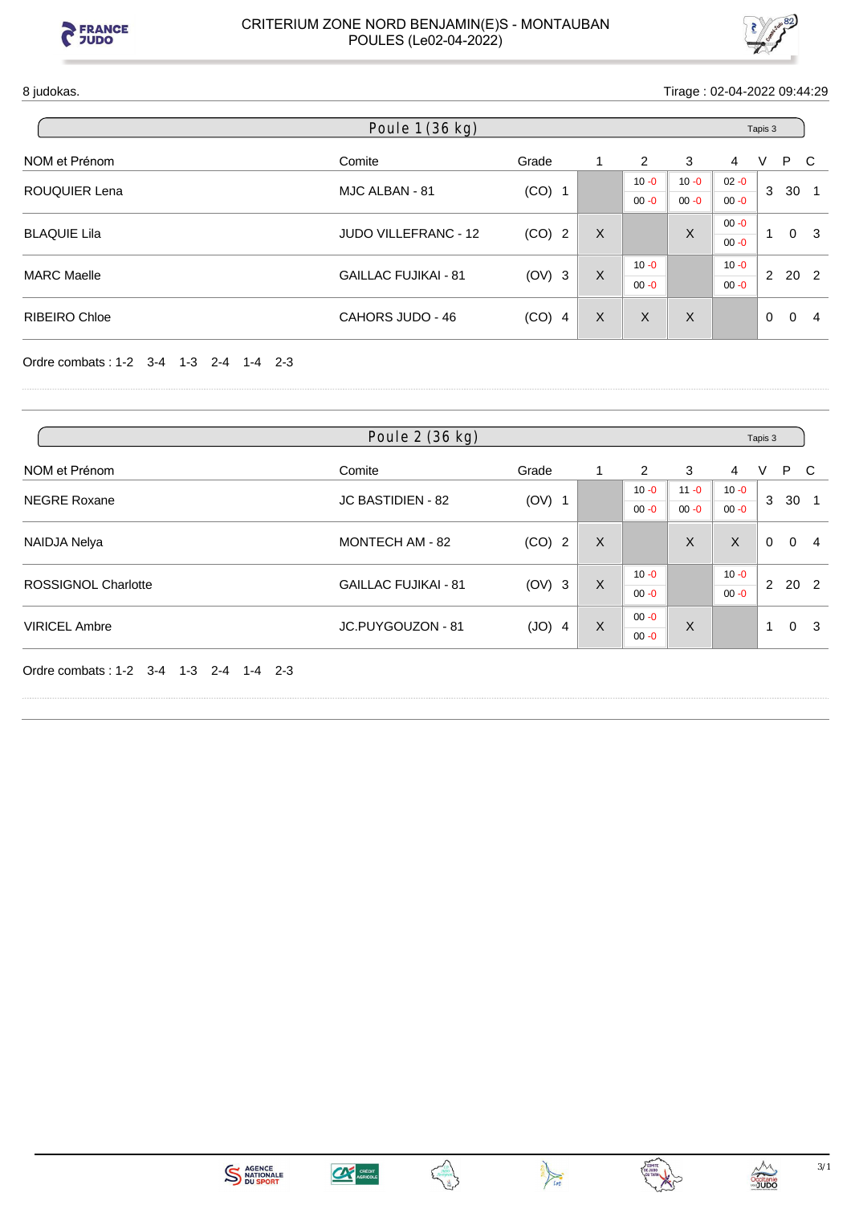# CRITERIUM ZONE NORD BENJAMIN(E)S - MONTAUBAN
## POULES (Le02-04-2022)

8 judokas. Tirage : 02-04-2022 09:44:29

### Poule 1 (36 kg) — Tapis 3

| NOM et Prénom | Comite | Grade | 1 | 2 | 3 | 4 | V | P | C |
|---|---|---|---|---|---|---|---|---|---|
| ROUQUIER Lena | MJC ALBAN - 81 | (CO) 1 | | 10 -0 / 00 -0 | 10 -0 / 00 -0 | 02 -0 / 00 -0 | 3 | 30 | 1 |
| BLAQUIE Lila | JUDO VILLEFRANC - 12 | (CO) 2 | X | | X | 00 -0 / 00 -0 | 1 | 0 | 3 |
| MARC Maelle | GAILLAC FUJIKAI - 81 | (OV) 3 | X | 10 -0 / 00 -0 | | 10 -0 / 00 -0 | 2 | 20 | 2 |
| RIBEIRO Chloe | CAHORS JUDO - 46 | (CO) 4 | X | X | X | | 0 | 0 | 4 |

Ordre combats : 1-2 3-4 1-3 2-4 1-4 2-3

### Poule 2 (36 kg) — Tapis 3

| NOM et Prénom | Comite | Grade | 1 | 2 | 3 | 4 | V | P | C |
|---|---|---|---|---|---|---|---|---|---|
| NEGRE Roxane | JC BASTIDIEN - 82 | (OV) 1 | | 10 -0 / 00 -0 | 11 -0 / 00 -0 | 10 -0 / 00 -0 | 3 | 30 | 1 |
| NAIDJA Nelya | MONTECH AM - 82 | (CO) 2 | X | | X | X | 0 | 0 | 4 |
| ROSSIGNOL Charlotte | GAILLAC FUJIKAI - 81 | (OV) 3 | X | 10 -0 / 00 -0 | | 10 -0 / 00 -0 | 2 | 20 | 2 |
| VIRICEL Ambre | JC.PUYGOUZON - 81 | (JO) 4 | X | 00 -0 / 00 -0 | X | | 1 | 0 | 3 |

Ordre combats : 1-2 3-4 1-3 2-4 1-4 2-3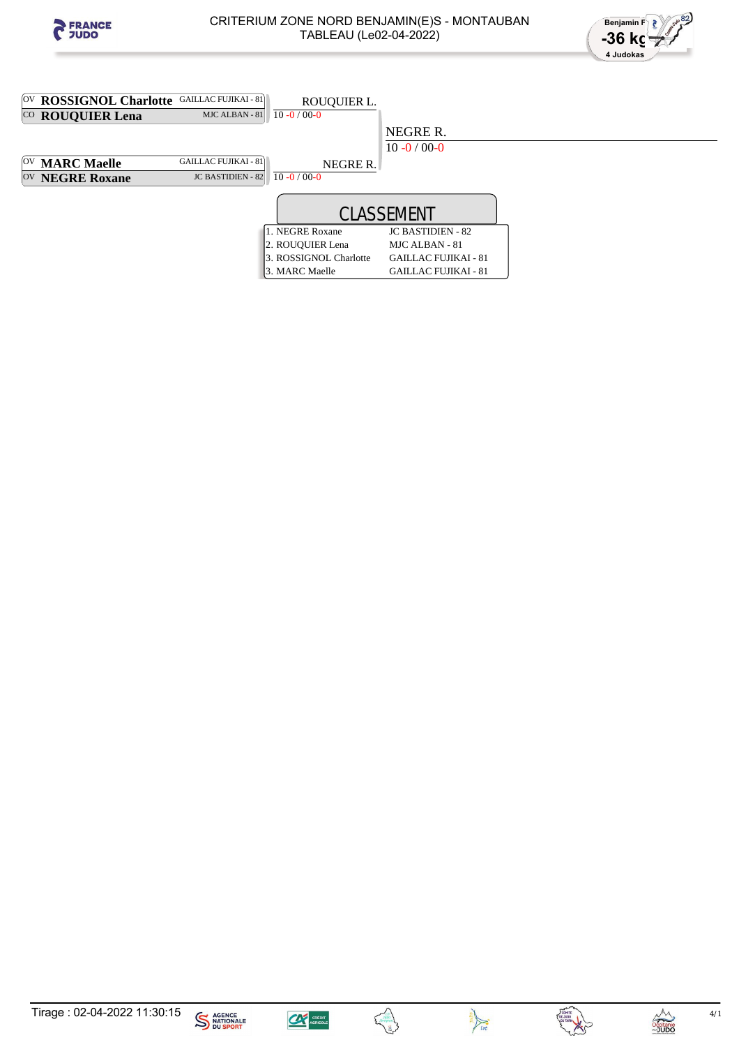# CRITERIUM ZONE NORD BENJAMIN(E)S - MONTAUBAN

TABLEAU (Le02-04-2022)

Benjamin F -36 kg — 4 Judokas

| Combattant | Club | Tour 1 | Finale |
|---|---|---|---|
| OV **ROSSIGNOL Charlotte** | GAILLAC FUJIKAI - 81 | ROUQUIER L. | |
| CO **ROUQUIER Lena** | MJC ALBAN - 81 | 10 -0 / 00-0 | |
| | | | NEGRE R. |
| | | | 10 -0 / 00-0 |
| OV **MARC Maelle** | GAILLAC FUJIKAI - 81 | NEGRE R. | |
| OV **NEGRE Roxane** | JC BASTIDIEN - 82 | 10 -0 / 00-0 | |

## CLASSEMENT

| Rang | Club |
|---|---|
| 1. NEGRE Roxane | JC BASTIDIEN - 82 |
| 2. ROUQUIER Lena | MJC ALBAN - 81 |
| 3. ROSSIGNOL Charlotte | GAILLAC FUJIKAI - 81 |
| 3. MARC Maelle | GAILLAC FUJIKAI - 81 |

Tirage : 02-04-2022 11:30:15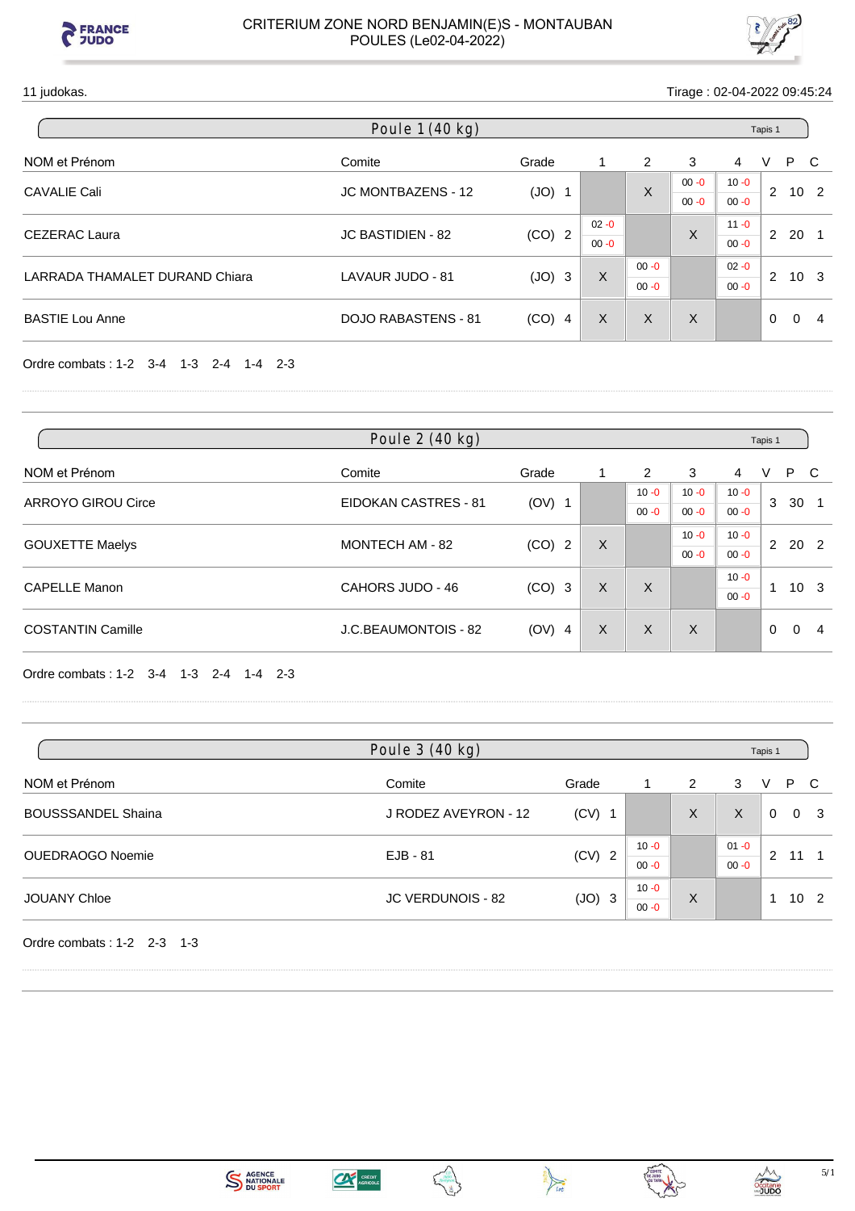# CRITERIUM ZONE NORD BENJAMIN(E)S - MONTAUBAN
## POULES (Le02-04-2022)

11 judokas. Tirage : 02-04-2022 09:45:24

### Poule 1 (40 kg) — Tapis 1

| NOM et Prénom | Comite | Grade | 1 | 2 | 3 | 4 | V | P | C |
|---|---|---|---|---|---|---|---|---|---|
| CAVALIE Cali | JC MONTBAZENS - 12 | (JO) 1 | | X | 00 -0 / 00 -0 | 10 -0 / 00 -0 | 2 | 10 | 2 |
| CEZERAC Laura | JC BASTIDIEN - 82 | (CO) 2 | 02 -0 / 00 -0 | | X | 11 -0 / 00 -0 | 2 | 20 | 1 |
| LARRADA THAMALET DURAND Chiara | LAVAUR JUDO - 81 | (JO) 3 | X | 00 -0 / 00 -0 | | 02 -0 / 00 -0 | 2 | 10 | 3 |
| BASTIE Lou Anne | DOJO RABASTENS - 81 | (CO) 4 | X | X | X | | 0 | 0 | 4 |

Ordre combats : 1-2 3-4 1-3 2-4 1-4 2-3

### Poule 2 (40 kg) — Tapis 1

| NOM et Prénom | Comite | Grade | 1 | 2 | 3 | 4 | V | P | C |
|---|---|---|---|---|---|---|---|---|---|
| ARROYO GIROU Circe | EIDOKAN CASTRES - 81 | (OV) 1 | | 10 -0 / 00 -0 | 10 -0 / 00 -0 | 10 -0 / 00 -0 | 3 | 30 | 1 |
| GOUXETTE Maelys | MONTECH AM - 82 | (CO) 2 | X | | 10 -0 / 00 -0 | 10 -0 / 00 -0 | 2 | 20 | 2 |
| CAPELLE Manon | CAHORS JUDO - 46 | (CO) 3 | X | X | | 10 -0 / 00 -0 | 1 | 10 | 3 |
| COSTANTIN Camille | J.C.BEAUMONTOIS - 82 | (OV) 4 | X | X | X | | 0 | 0 | 4 |

Ordre combats : 1-2 3-4 1-3 2-4 1-4 2-3

### Poule 3 (40 kg) — Tapis 1

| NOM et Prénom | Comite | Grade | 1 | 2 | 3 | V | P | C |
|---|---|---|---|---|---|---|---|---|
| BOUSSSANDEL Shaina | J RODEZ AVEYRON - 12 | (CV) 1 | | X | X | 0 | 0 | 3 |
| OUEDRAOGO Noemie | EJB - 81 | (CV) 2 | 10 -0 / 00 -0 | | 01 -0 / 00 -0 | 2 | 11 | 1 |
| JOUANY Chloe | JC VERDUNOIS - 82 | (JO) 3 | 10 -0 / 00 -0 | X | | 1 | 10 | 2 |

Ordre combats : 1-2 2-3 1-3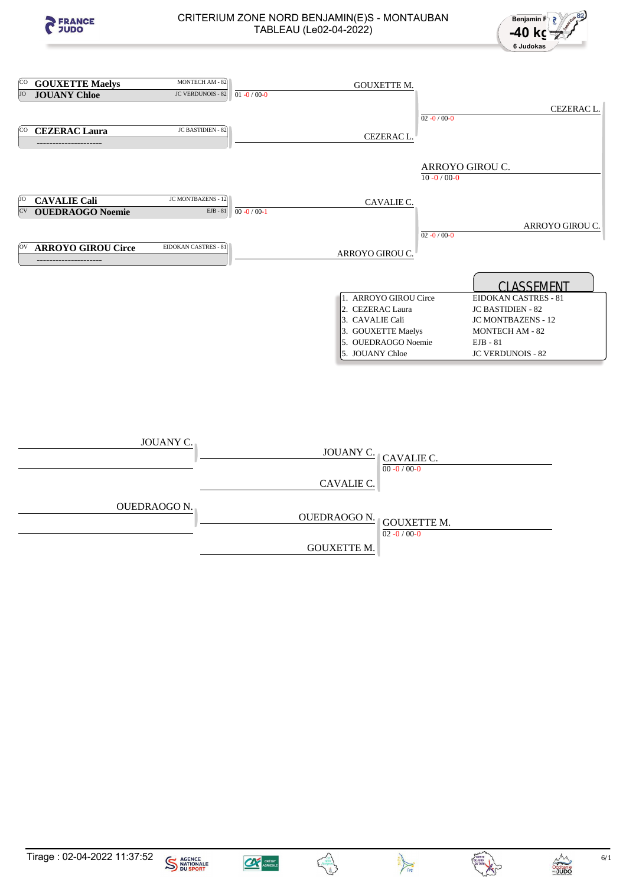# CRITERIUM ZONE NORD BENJAMIN(E)S - MONTAUBAN

TABLEAU (Le02-04-2022)

Benjamin F

**-40 kg**

6 Judokas

## Tableau principal

| | Combattant | Club |
|---|---|---|
| CO | **GOUXETTE Maelys** | MONTECH AM - 82 |
| JO | **JOUANY Chloe** | JC VERDUNOIS - 82 |
| CO | **CEZERAC Laura** | JC BASTIDIEN - 82 |
| | --------------------- | |
| JO | **CAVALIE Cali** | JC MONTBAZENS - 12 |
| CV | **OUEDRAOGO Noemie** | EJB - 81 |
| OV | **ARROYO GIROU Circe** | EIDOKAN CASTRES - 81 |
| | --------------------- | |

- GOUXETTE M. bat JOUANY C. : 01 -0 / 00-0
- CAVALIE C. bat OUEDRAOGO N. : 00 -0 / 00-1
- CEZERAC L. bat GOUXETTE M. : 02 -0 / 00-0
- ARROYO GIROU C. bat CAVALIE C. : 02 -0 / 00-0
- Finale : ARROYO GIROU C. bat CEZERAC L. : 10 -0 / 00-0

## CLASSEMENT

| Rang | Nom | Club |
|---|---|---|
| 1. | ARROYO GIROU Circe | EIDOKAN CASTRES - 81 |
| 2. | CEZERAC Laura | JC BASTIDIEN - 82 |
| 3. | CAVALIE Cali | JC MONTBAZENS - 12 |
| 3. | GOUXETTE Maelys | MONTECH AM - 82 |
| 5. | OUEDRAOGO Noemie | EJB - 81 |
| 5. | JOUANY Chloe | JC VERDUNOIS - 82 |

## Repêchages

- JOUANY C. (qualifiée)
- OUEDRAOGO N. (qualifiée)
- CAVALIE C. bat JOUANY C. : 00 -0 / 00-0
- GOUXETTE M. bat OUEDRAOGO N. : 02 -0 / 00-0

Tirage : 02-04-2022 11:37:52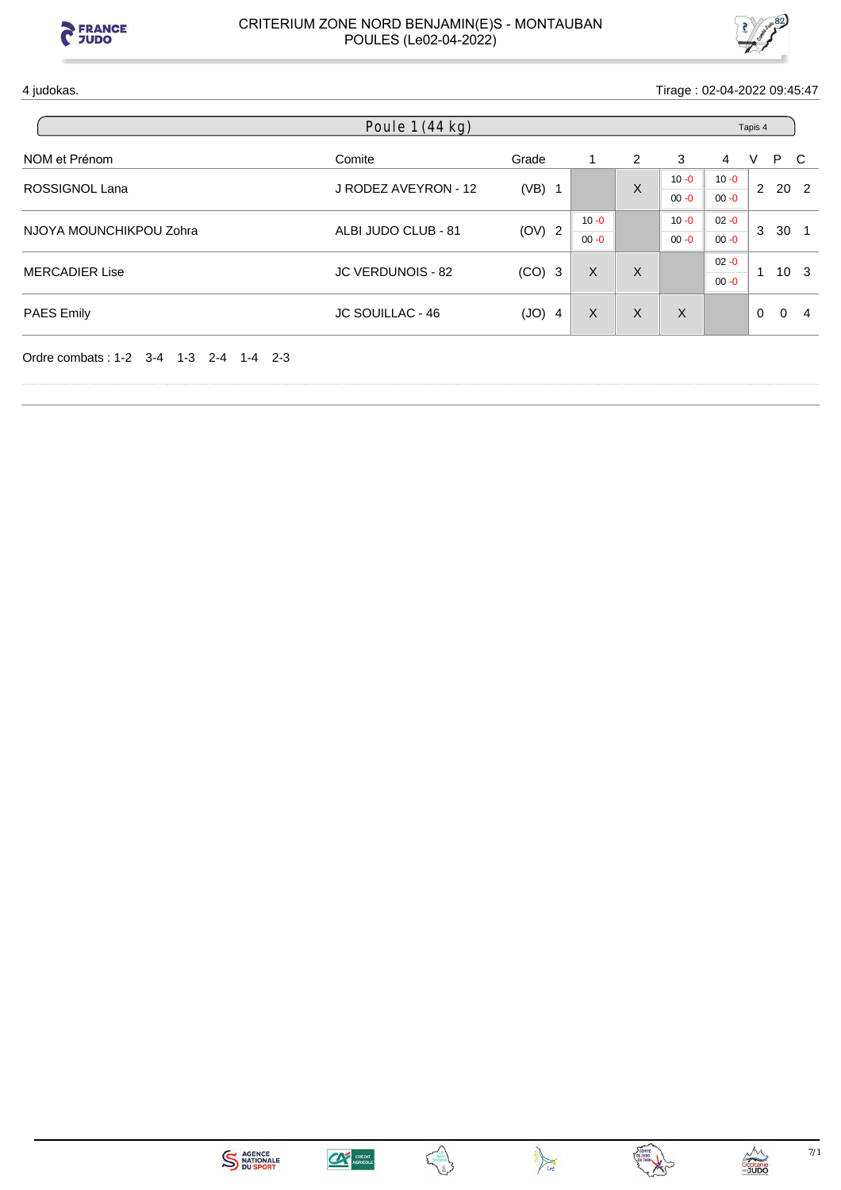# CRITERIUM ZONE NORD BENJAMIN(E)S - MONTAUBAN
## POULES (Le02-04-2022)

4 judokas.

Tirage : 02-04-2022 09:45:47

### Poule 1 (44 kg)

Tapis 4

| NOM et Prénom | Comite | Grade | | 1 | 2 | 3 | 4 | V | P | C |
|---|---|---|---|---|---|---|---|---|---|---|
| ROSSIGNOL Lana | J RODEZ AVEYRON - 12 | (VB) | 1 | | X | 10 -0 / 00 -0 | 10 -0 / 00 -0 | 2 | 20 | 2 |
| NJOYA MOUNCHIKPOU Zohra | ALBI JUDO CLUB - 81 | (OV) | 2 | 10 -0 / 00 -0 | | 10 -0 / 00 -0 | 02 -0 / 00 -0 | 3 | 30 | 1 |
| MERCADIER Lise | JC VERDUNOIS - 82 | (CO) | 3 | X | X | | 02 -0 / 00 -0 | 1 | 10 | 3 |
| PAES Emily | JC SOUILLAC - 46 | (JO) | 4 | X | X | X | | 0 | 0 | 4 |

Ordre combats : 1-2 3-4 1-3 2-4 1-4 2-3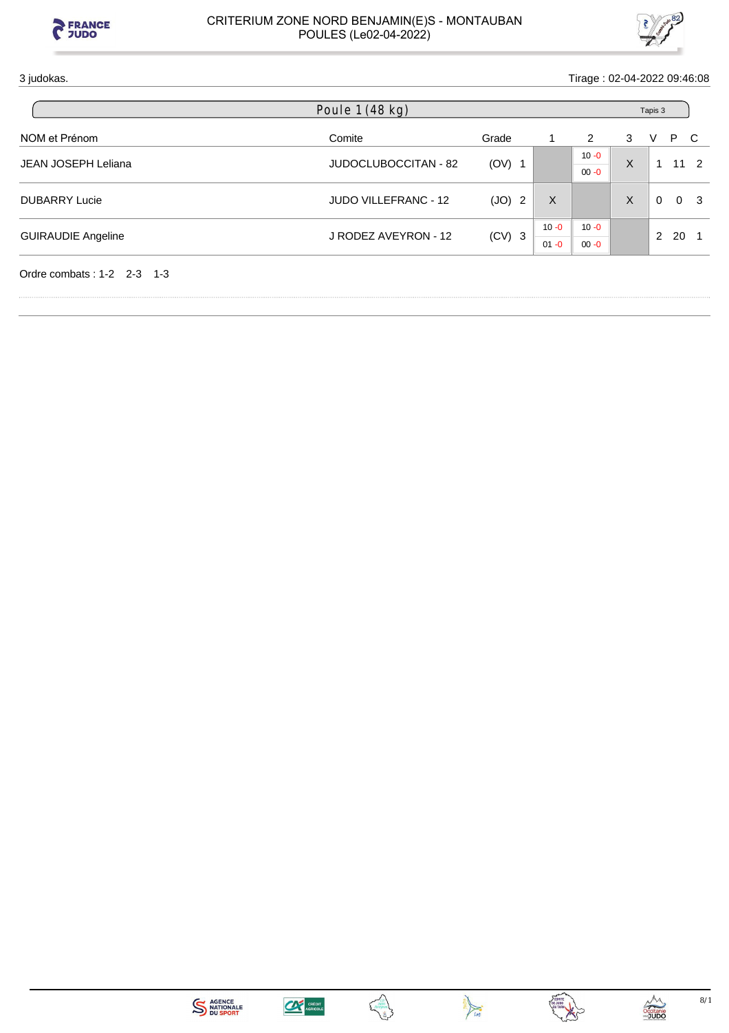CRITERIUM ZONE NORD BENJAMIN(E)S - MONTAUBAN
POULES (Le02-04-2022)

3 judokas. Tirage : 02-04-2022 09:46:08

## Poule 1 (48 kg) — Tapis 3

| NOM et Prénom | Comite | Grade | | 1 | 2 | 3 | V | P | C |
|---|---|---|---|---|---|---|---|---|---|
| JEAN JOSEPH Leliana | JUDOCLUBOCCITAN - 82 | (OV) | 1 | | 10 -0 / 00 -0 | X | 1 | 11 | 2 |
| DUBARRY Lucie | JUDO VILLEFRANC - 12 | (JO) | 2 | X | | X | 0 | 0 | 3 |
| GUIRAUDIE Angeline | J RODEZ AVEYRON - 12 | (CV) | 3 | 10 -0 / 01 -0 | 10 -0 / 00 -0 | | 2 | 20 | 1 |

Ordre combats : 1-2  2-3  1-3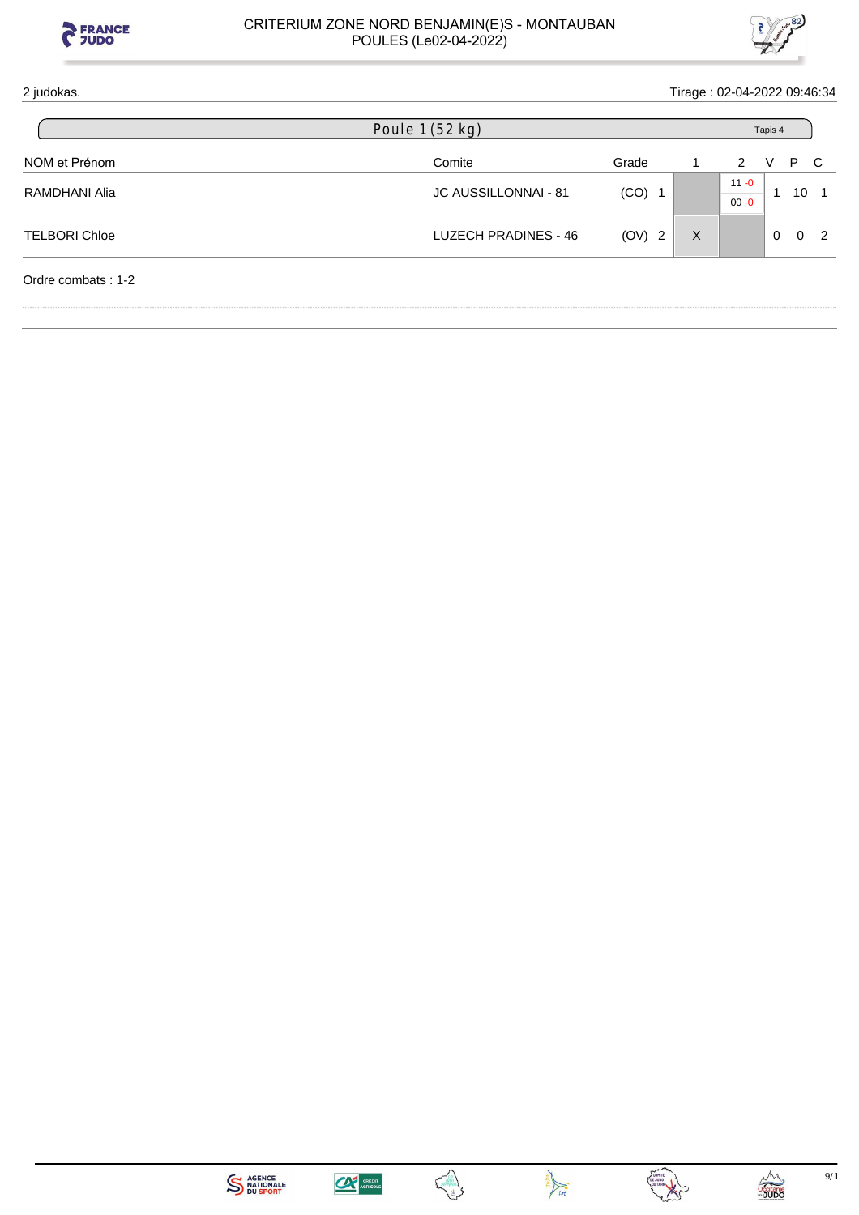CRITERIUM ZONE NORD BENJAMIN(E)S - MONTAUBAN
POULES (Le02-04-2022)

2 judokas. Tirage : 02-04-2022 09:46:34

## Poule 1 (52 kg)

Tapis 4

| NOM et Prénom | Comite | Grade | 1 | 2 | V | P | C |
|---|---|---|---|---|---|---|---|
| RAMDHANI Alia | JC AUSSILLONNAI - 81 | (CO) 1 | | 11 -0<br>00 -0 | 1 | 10 | 1 |
| TELBORI Chloe | LUZECH PRADINES - 46 | (OV) 2 | X | | 0 | 0 | 2 |

Ordre combats : 1-2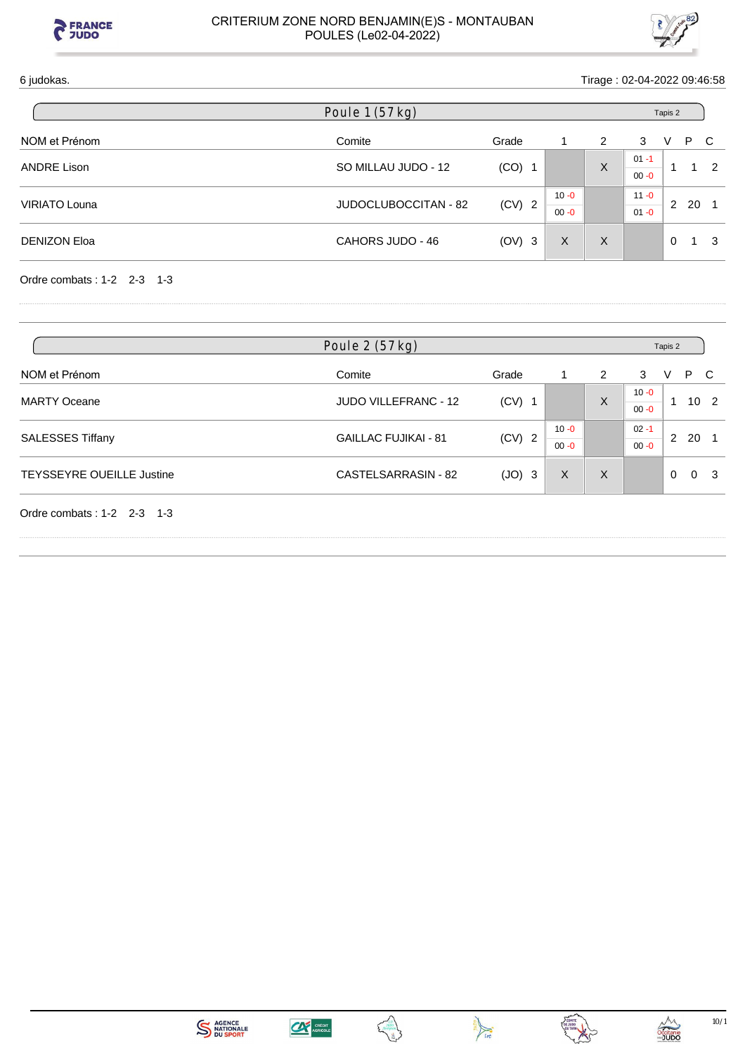# CRITERIUM ZONE NORD BENJAMIN(E)S - MONTAUBAN
## POULES (Le02-04-2022)

6 judokas. Tirage : 02-04-2022 09:46:58

### Poule 1 (57 kg) — Tapis 2

| NOM et Prénom | Comite | Grade | | 1 | 2 | 3 | V | P | C |
|---|---|---|---|---|---|---|---|---|---|
| ANDRE Lison | SO MILLAU JUDO - 12 | (CO) | 1 | | X | 01 -1 / 00 -0 | 1 | 1 | 2 |
| VIRIATO Louna | JUDOCLUBOCCITAN - 82 | (CV) | 2 | 10 -0 / 00 -0 | | 11 -0 / 01 -0 | 2 | 20 | 1 |
| DENIZON Eloa | CAHORS JUDO - 46 | (OV) | 3 | X | X | | 0 | 1 | 3 |

Ordre combats : 1-2 2-3 1-3

### Poule 2 (57 kg) — Tapis 2

| NOM et Prénom | Comite | Grade | | 1 | 2 | 3 | V | P | C |
|---|---|---|---|---|---|---|---|---|---|
| MARTY Oceane | JUDO VILLEFRANC - 12 | (CV) | 1 | | X | 10 -0 / 00 -0 | 1 | 10 | 2 |
| SALESSES Tiffany | GAILLAC FUJIKAI - 81 | (CV) | 2 | 10 -0 / 00 -0 | | 02 -1 / 00 -0 | 2 | 20 | 1 |
| TEYSSEYRE OUEILLE Justine | CASTELSARRASIN - 82 | (JO) | 3 | X | X | | 0 | 0 | 3 |

Ordre combats : 1-2 2-3 1-3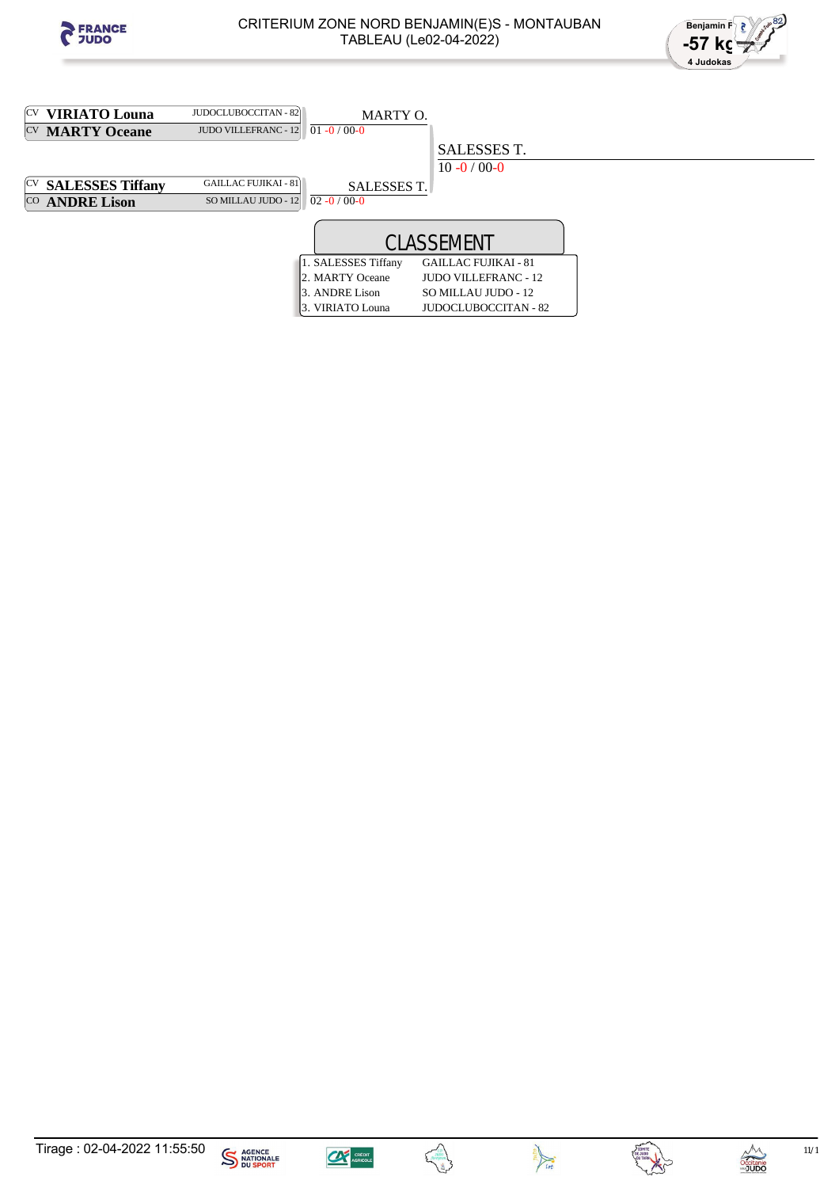# CRITERIUM ZONE NORD BENJAMIN(E)S - MONTAUBAN

TABLEAU (Le02-04-2022)

Benjamin F

-57 kg

4 Judokas

| | Judoka | Club | Vainqueur | Score |
|---|---|---|---|---|
| CV | **VIRIATO Louna** | JUDOCLUBOCCITAN - 82 | | |
| CV | **MARTY Oceane** | JUDO VILLEFRANC - 12 | MARTY O. | 01 -0 / 00-0 |
| CV | **SALESSES Tiffany** | GAILLAC FUJIKAI - 81 | | |
| CO | **ANDRE Lison** | SO MILLAU JUDO - 12 | SALESSES T. | 02 -0 / 00-0 |

Finale : SALESSES T. — 10 -0 / 00-0

## CLASSEMENT

| Classement | Club |
|---|---|
| 1. SALESSES Tiffany | GAILLAC FUJIKAI - 81 |
| 2. MARTY Oceane | JUDO VILLEFRANC - 12 |
| 3. ANDRE Lison | SO MILLAU JUDO - 12 |
| 3. VIRIATO Louna | JUDOCLUBOCCITAN - 82 |

Tirage : 02-04-2022 11:55:50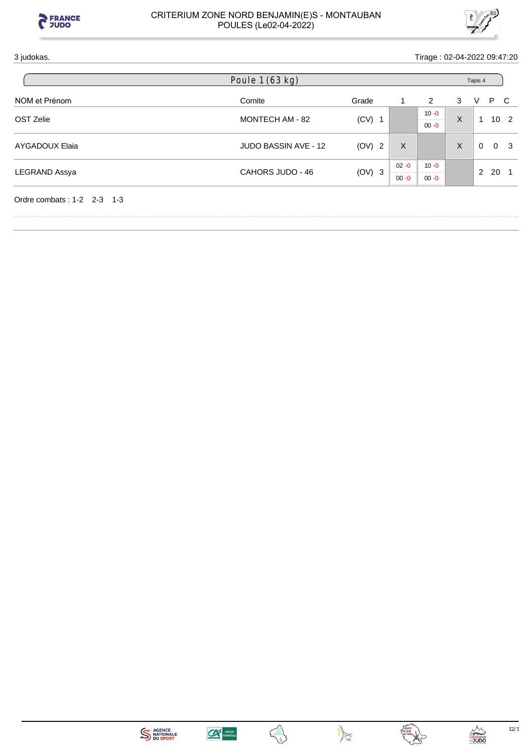3 judokas. Tirage : 02-04-2022 09:47:20

## Poule 1 (63 kg)

Tapis 4

| NOM et Prénom | Comite | Grade | | 1 | 2 | 3 | V | P | C |
|---|---|---|---|---|---|---|---|---|---|
| OST Zelie | MONTECH AM - 82 | (CV) | 1 | | 10 -0 / 00 -0 | X | 1 | 10 | 2 |
| AYGADOUX Elaia | JUDO BASSIN AVE - 12 | (OV) | 2 | X | | X | 0 | 0 | 3 |
| LEGRAND Assya | CAHORS JUDO - 46 | (OV) | 3 | 02 -0 / 00 -0 | 10 -0 / 00 -0 | | 2 | 20 | 1 |

Ordre combats : 1-2 2-3 1-3